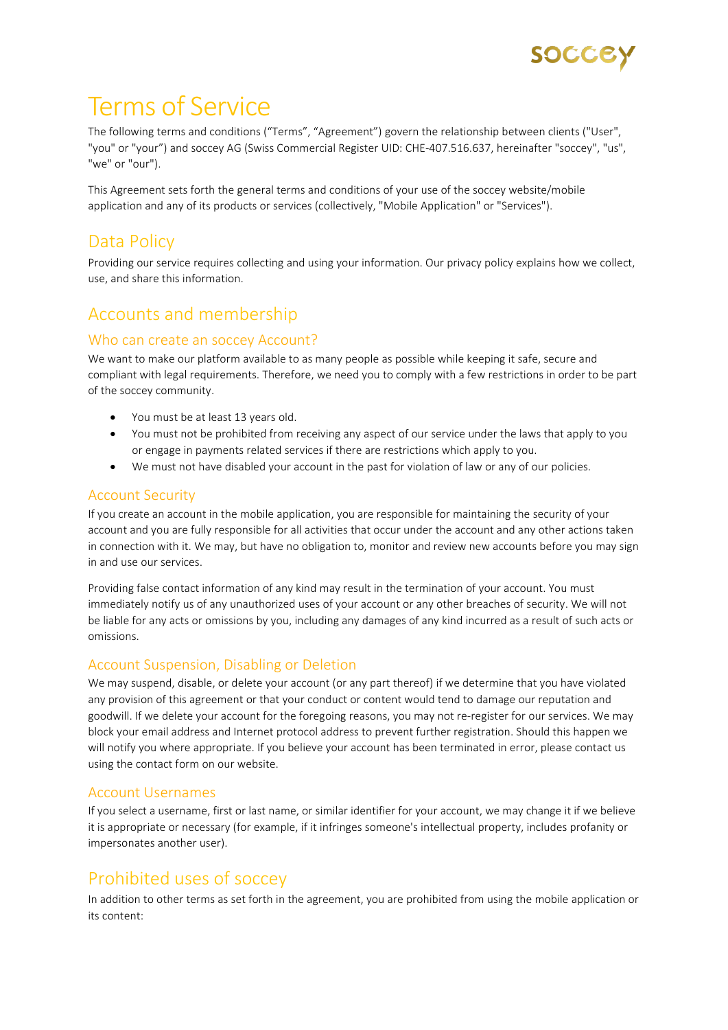# Terms of Service

The following terms and conditions ("Terms", "Agreement") govern the relationship between clients ("User", "you" or "your") and soccey AG (Swiss Commercial Register UID: CHE-407.516.637, hereinafter "soccey", "us", "we" or "our").

This Agreement sets forth the general terms and conditions of your use of the soccey website/mobile application and any of its products or services (collectively, "Mobile Application" or "Services").

## Data Policy

Providing our service requires collecting and using your information. Our privacy policy explains how we collect, use, and share this information.

## Accounts and membership

### Who can create an soccey Account?

We want to make our platform available to as many people as possible while keeping it safe, secure and compliant with legal requirements. Therefore, we need you to comply with a few restrictions in order to be part of the soccey community.

- You must be at least 13 years old.
- You must not be prohibited from receiving any aspect of our service under the laws that apply to you or engage in payments related services if there are restrictions which apply to you.
- We must not have disabled your account in the past for violation of law or any of our policies.

### Account Security

If you create an account in the mobile application, you are responsible for maintaining the security of your account and you are fully responsible for all activities that occur under the account and any other actions taken in connection with it. We may, but have no obligation to, monitor and review new accounts before you may sign in and use our services.

Providing false contact information of any kind may result in the termination of your account. You must immediately notify us of any unauthorized uses of your account or any other breaches of security. We will not be liable for any acts or omissions by you, including any damages of any kind incurred as a result of such acts or omissions.

### Account Suspension, Disabling or Deletion

We may suspend, disable, or delete your account (or any part thereof) if we determine that you have violated any provision of this agreement or that your conduct or content would tend to damage our reputation and goodwill. If we delete your account for the foregoing reasons, you may not re-register for our services. We may block your email address and Internet protocol address to prevent further registration. Should this happen we will notify you where appropriate. If you believe your account has been terminated in error, please contact us using the contact form on our website.

### Account Usernames

If you select a username, first or last name, or similar identifier for your account, we may change it if we believe it is appropriate or necessary (for example, if it infringes someone's intellectual property, includes profanity or impersonates another user).

## Prohibited uses of soccey

In addition to other terms as set forth in the agreement, you are prohibited from using the mobile application or its content: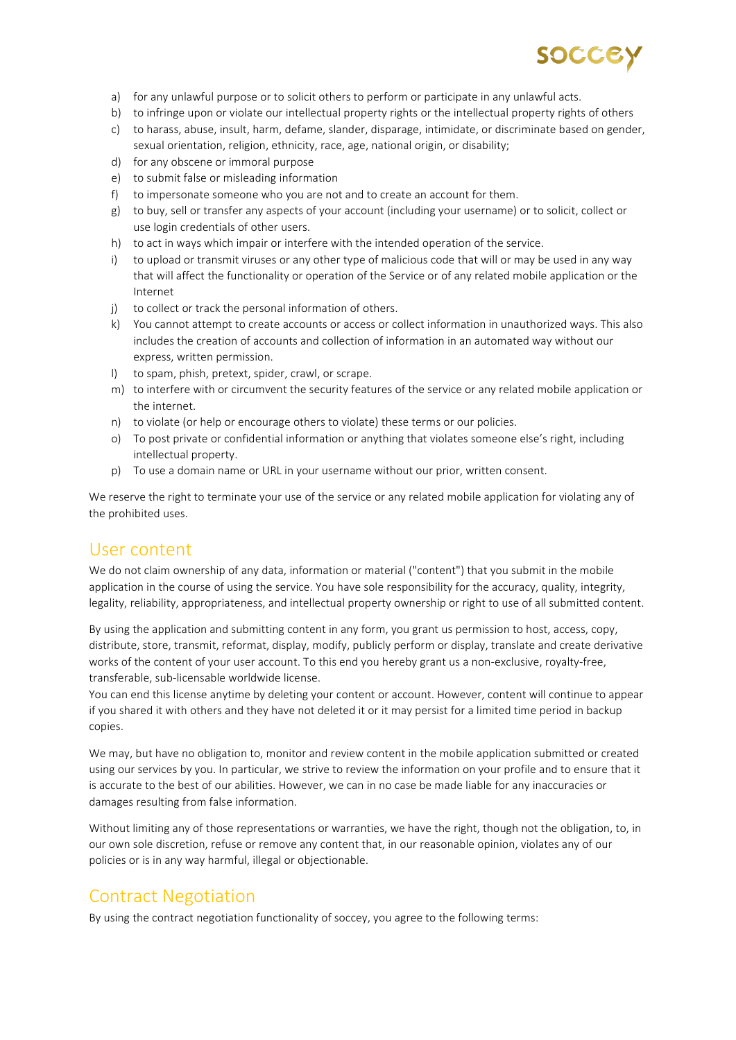a) for any unlawful purpose or to solicit others to perform or participate in any unlawful acts.
b) to infringe upon or violate our intellectual property rights or the intellectual property rights of others
c) to harass, abuse, insult, harm, defame, slander, disparage, intimidate, or discriminate based on gender, sexual orientation, religion, ethnicity, race, age, national origin, or disability;
d) for any obscene or immoral purpose
e) to submit false or misleading information
f) to impersonate someone who you are not and to create an account for them.
g) to buy, sell or transfer any aspects of your account (including your username) or to solicit, collect or use login credentials of other users.
h) to act in ways which impair or interfere with the intended operation of the service.
i) to upload or transmit viruses or any other type of malicious code that will or may be used in any way that will affect the functionality or operation of the Service or of any related mobile application or the Internet
j) to collect or track the personal information of others.
k) You cannot attempt to create accounts or access or collect information in unauthorized ways. This also includes the creation of accounts and collection of information in an automated way without our express, written permission.
l) to spam, phish, pretext, spider, crawl, or scrape.
m) to interfere with or circumvent the security features of the service or any related mobile application or the internet.
n) to violate (or help or encourage others to violate) these terms or our policies.
o) To post private or confidential information or anything that violates someone else's right, including intellectual property.
p) To use a domain name or URL in your username without our prior, written consent.

We reserve the right to terminate your use of the service or any related mobile application for violating any of the prohibited uses.

## User content

We do not claim ownership of any data, information or material ("content") that you submit in the mobile application in the course of using the service. You have sole responsibility for the accuracy, quality, integrity, legality, reliability, appropriateness, and intellectual property ownership or right to use of all submitted content.

By using the application and submitting content in any form, you grant us permission to host, access, copy, distribute, store, transmit, reformat, display, modify, publicly perform or display, translate and create derivative works of the content of your user account. To this end you hereby grant us a non-exclusive, royalty-free, transferable, sub-licensable worldwide license.
You can end this license anytime by deleting your content or account. However, content will continue to appear if you shared it with others and they have not deleted it or it may persist for a limited time period in backup copies.

We may, but have no obligation to, monitor and review content in the mobile application submitted or created using our services by you. In particular, we strive to review the information on your profile and to ensure that it is accurate to the best of our abilities. However, we can in no case be made liable for any inaccuracies or damages resulting from false information.

Without limiting any of those representations or warranties, we have the right, though not the obligation, to, in our own sole discretion, refuse or remove any content that, in our reasonable opinion, violates any of our policies or is in any way harmful, illegal or objectionable.

## Contract Negotiation

By using the contract negotiation functionality of soccey, you agree to the following terms: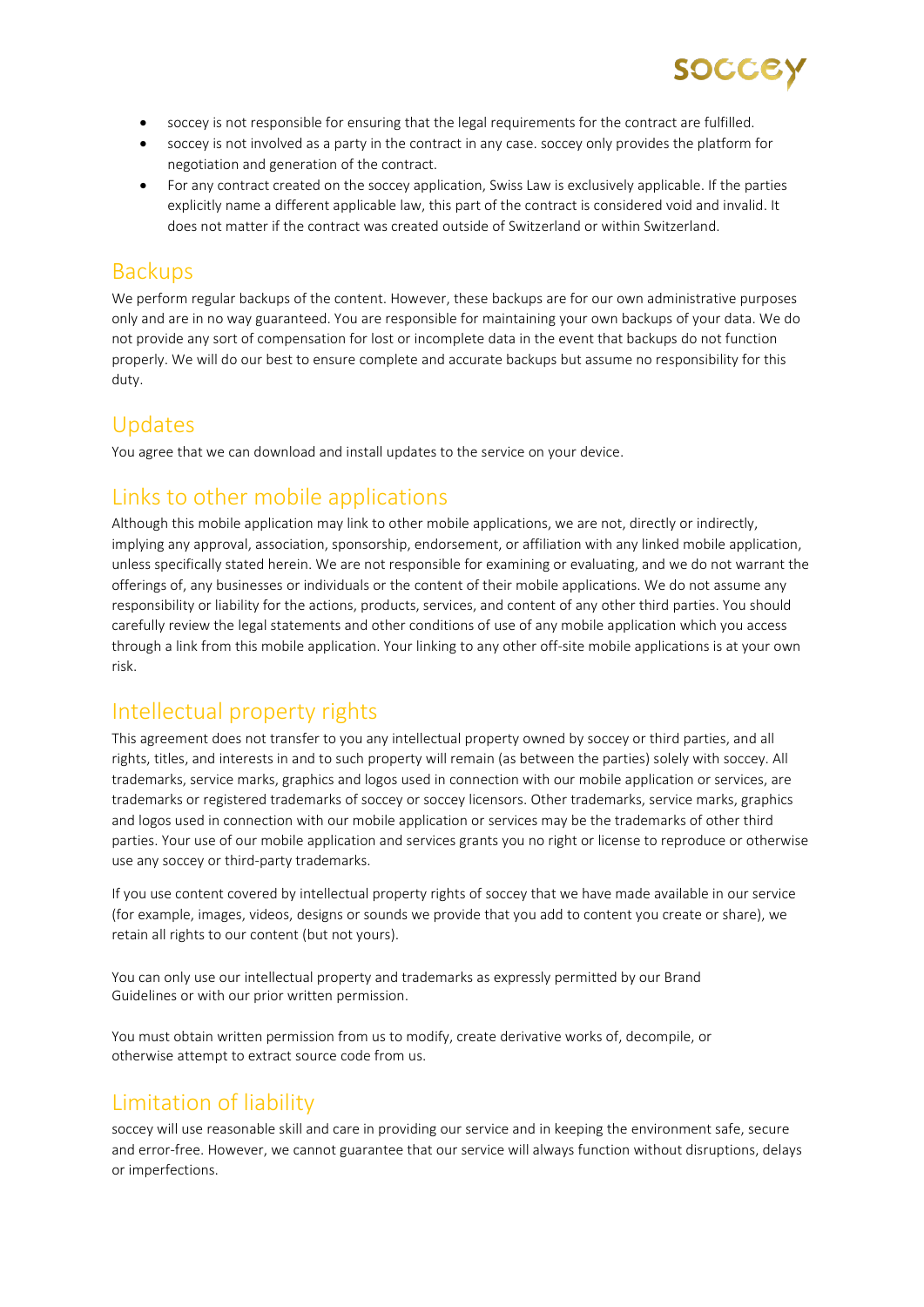- soccey is not responsible for ensuring that the legal requirements for the contract are fulfilled.
- soccey is not involved as a party in the contract in any case. soccey only provides the platform for negotiation and generation of the contract.
- For any contract created on the soccey application, Swiss Law is exclusively applicable. If the parties explicitly name a different applicable law, this part of the contract is considered void and invalid. It does not matter if the contract was created outside of Switzerland or within Switzerland.

## Backups

We perform regular backups of the content. However, these backups are for our own administrative purposes only and are in no way guaranteed. You are responsible for maintaining your own backups of your data. We do not provide any sort of compensation for lost or incomplete data in the event that backups do not function properly. We will do our best to ensure complete and accurate backups but assume no responsibility for this duty.

## Updates

You agree that we can download and install updates to the service on your device.

## Links to other mobile applications

Although this mobile application may link to other mobile applications, we are not, directly or indirectly, implying any approval, association, sponsorship, endorsement, or affiliation with any linked mobile application, unless specifically stated herein. We are not responsible for examining or evaluating, and we do not warrant the offerings of, any businesses or individuals or the content of their mobile applications. We do not assume any responsibility or liability for the actions, products, services, and content of any other third parties. You should carefully review the legal statements and other conditions of use of any mobile application which you access through a link from this mobile application. Your linking to any other off-site mobile applications is at your own risk.

## Intellectual property rights

This agreement does not transfer to you any intellectual property owned by soccey or third parties, and all rights, titles, and interests in and to such property will remain (as between the parties) solely with soccey. All trademarks, service marks, graphics and logos used in connection with our mobile application or services, are trademarks or registered trademarks of soccey or soccey licensors. Other trademarks, service marks, graphics and logos used in connection with our mobile application or services may be the trademarks of other third parties. Your use of our mobile application and services grants you no right or license to reproduce or otherwise use any soccey or third-party trademarks.

If you use content covered by intellectual property rights of soccey that we have made available in our service (for example, images, videos, designs or sounds we provide that you add to content you create or share), we retain all rights to our content (but not yours).

You can only use our intellectual property and trademarks as expressly permitted by our Brand Guidelines or with our prior written permission.

You must obtain written permission from us to modify, create derivative works of, decompile, or otherwise attempt to extract source code from us.

## Limitation of liability

soccey will use reasonable skill and care in providing our service and in keeping the environment safe, secure and error-free. However, we cannot guarantee that our service will always function without disruptions, delays or imperfections.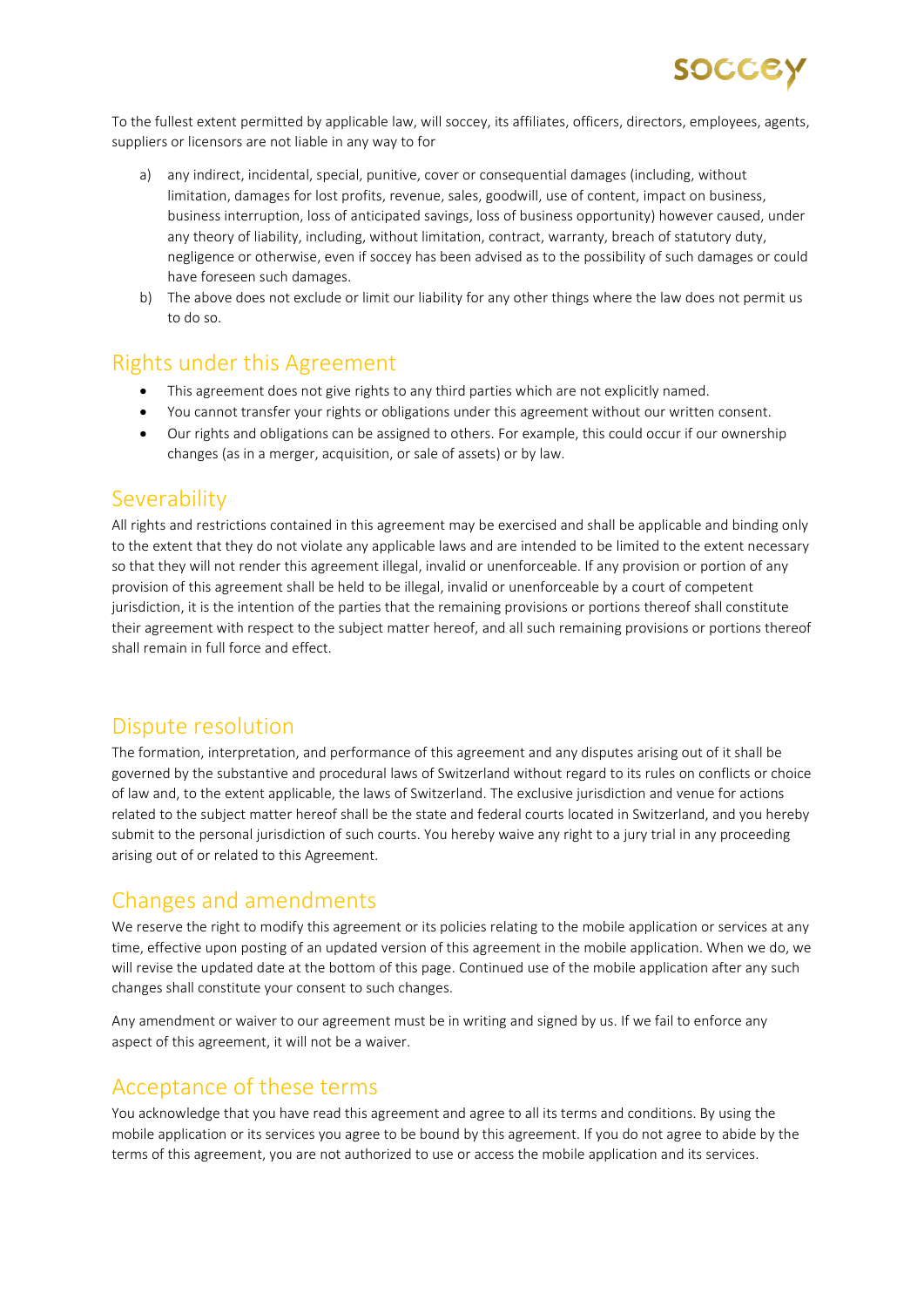To the fullest extent permitted by applicable law, will soccey, its affiliates, officers, directors, employees, agents, suppliers or licensors are not liable in any way to for

a) any indirect, incidental, special, punitive, cover or consequential damages (including, without limitation, damages for lost profits, revenue, sales, goodwill, use of content, impact on business, business interruption, loss of anticipated savings, loss of business opportunity) however caused, under any theory of liability, including, without limitation, contract, warranty, breach of statutory duty, negligence or otherwise, even if soccey has been advised as to the possibility of such damages or could have foreseen such damages.
b) The above does not exclude or limit our liability for any other things where the law does not permit us to do so.

## Rights under this Agreement

- This agreement does not give rights to any third parties which are not explicitly named.
- You cannot transfer your rights or obligations under this agreement without our written consent.
- Our rights and obligations can be assigned to others. For example, this could occur if our ownership changes (as in a merger, acquisition, or sale of assets) or by law.

## Severability

All rights and restrictions contained in this agreement may be exercised and shall be applicable and binding only to the extent that they do not violate any applicable laws and are intended to be limited to the extent necessary so that they will not render this agreement illegal, invalid or unenforceable. If any provision or portion of any provision of this agreement shall be held to be illegal, invalid or unenforceable by a court of competent jurisdiction, it is the intention of the parties that the remaining provisions or portions thereof shall constitute their agreement with respect to the subject matter hereof, and all such remaining provisions or portions thereof shall remain in full force and effect.

## Dispute resolution

The formation, interpretation, and performance of this agreement and any disputes arising out of it shall be governed by the substantive and procedural laws of Switzerland without regard to its rules on conflicts or choice of law and, to the extent applicable, the laws of Switzerland. The exclusive jurisdiction and venue for actions related to the subject matter hereof shall be the state and federal courts located in Switzerland, and you hereby submit to the personal jurisdiction of such courts. You hereby waive any right to a jury trial in any proceeding arising out of or related to this Agreement.

## Changes and amendments

We reserve the right to modify this agreement or its policies relating to the mobile application or services at any time, effective upon posting of an updated version of this agreement in the mobile application. When we do, we will revise the updated date at the bottom of this page. Continued use of the mobile application after any such changes shall constitute your consent to such changes.

Any amendment or waiver to our agreement must be in writing and signed by us. If we fail to enforce any aspect of this agreement, it will not be a waiver.

## Acceptance of these terms

You acknowledge that you have read this agreement and agree to all its terms and conditions. By using the mobile application or its services you agree to be bound by this agreement. If you do not agree to abide by the terms of this agreement, you are not authorized to use or access the mobile application and its services.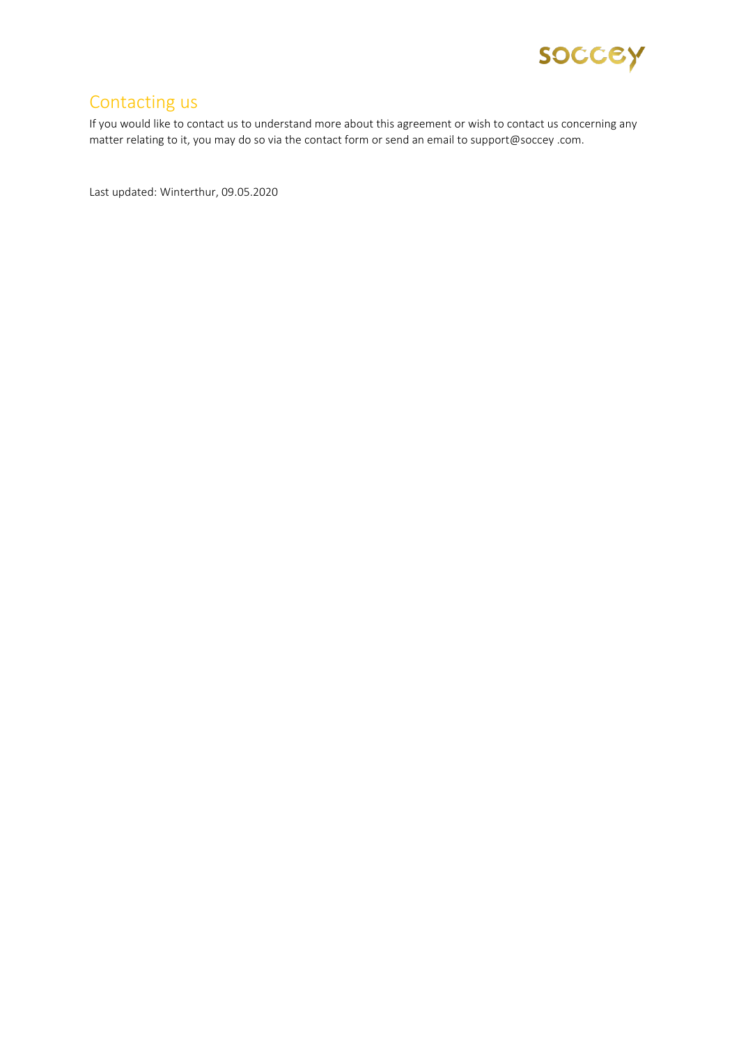## Contacting us

If you would like to contact us to understand more about this agreement or wish to contact us concerning any matter relating to it, you may do so via the contact form or send an email to support@soccey .com.

Last updated: Winterthur, 09.05.2020